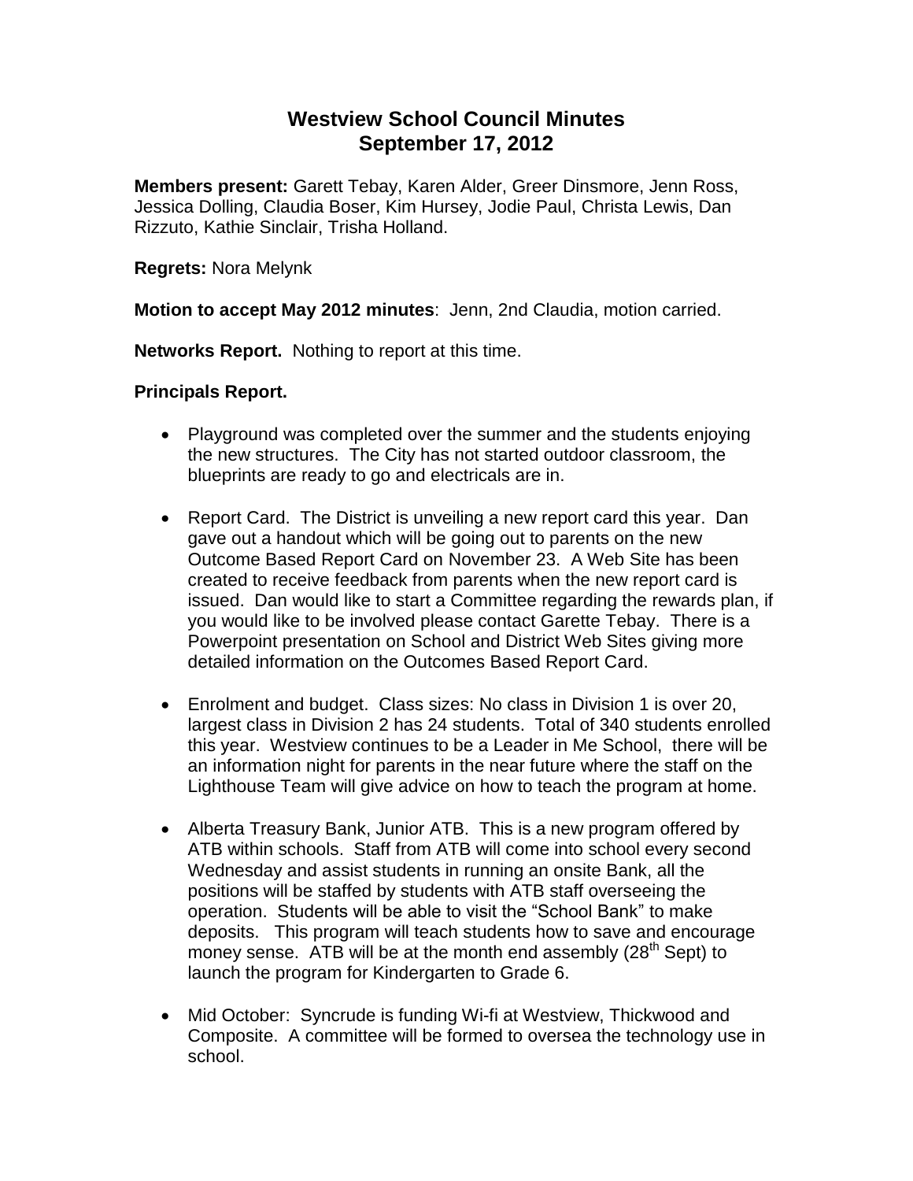# Westview School Council Minutes
# September 17, 2012

**Members present:** Garett Tebay, Karen Alder, Greer Dinsmore, Jenn Ross, Jessica Dolling, Claudia Boser, Kim Hursey, Jodie Paul, Christa Lewis, Dan Rizzuto, Kathie Sinclair, Trisha Holland.

**Regrets:** Nora Melynk

**Motion to accept May 2012 minutes**: Jenn, 2nd Claudia, motion carried.

**Networks Report.** Nothing to report at this time.

**Principals Report.**

- Playground was completed over the summer and the students enjoying the new structures. The City has not started outdoor classroom, the blueprints are ready to go and electricals are in.

- Report Card. The District is unveiling a new report card this year. Dan gave out a handout which will be going out to parents on the new Outcome Based Report Card on November 23. A Web Site has been created to receive feedback from parents when the new report card is issued. Dan would like to start a Committee regarding the rewards plan, if you would like to be involved please contact Garette Tebay. There is a Powerpoint presentation on School and District Web Sites giving more detailed information on the Outcomes Based Report Card.

- Enrolment and budget. Class sizes: No class in Division 1 is over 20, largest class in Division 2 has 24 students. Total of 340 students enrolled this year. Westview continues to be a Leader in Me School, there will be an information night for parents in the near future where the staff on the Lighthouse Team will give advice on how to teach the program at home.

- Alberta Treasury Bank, Junior ATB. This is a new program offered by ATB within schools. Staff from ATB will come into school every second Wednesday and assist students in running an onsite Bank, all the positions will be staffed by students with ATB staff overseeing the operation. Students will be able to visit the "School Bank" to make deposits. This program will teach students how to save and encourage money sense. ATB will be at the month end assembly (28th Sept) to launch the program for Kindergarten to Grade 6.

- Mid October: Syncrude is funding Wi-fi at Westview, Thickwood and Composite. A committee will be formed to oversea the technology use in school.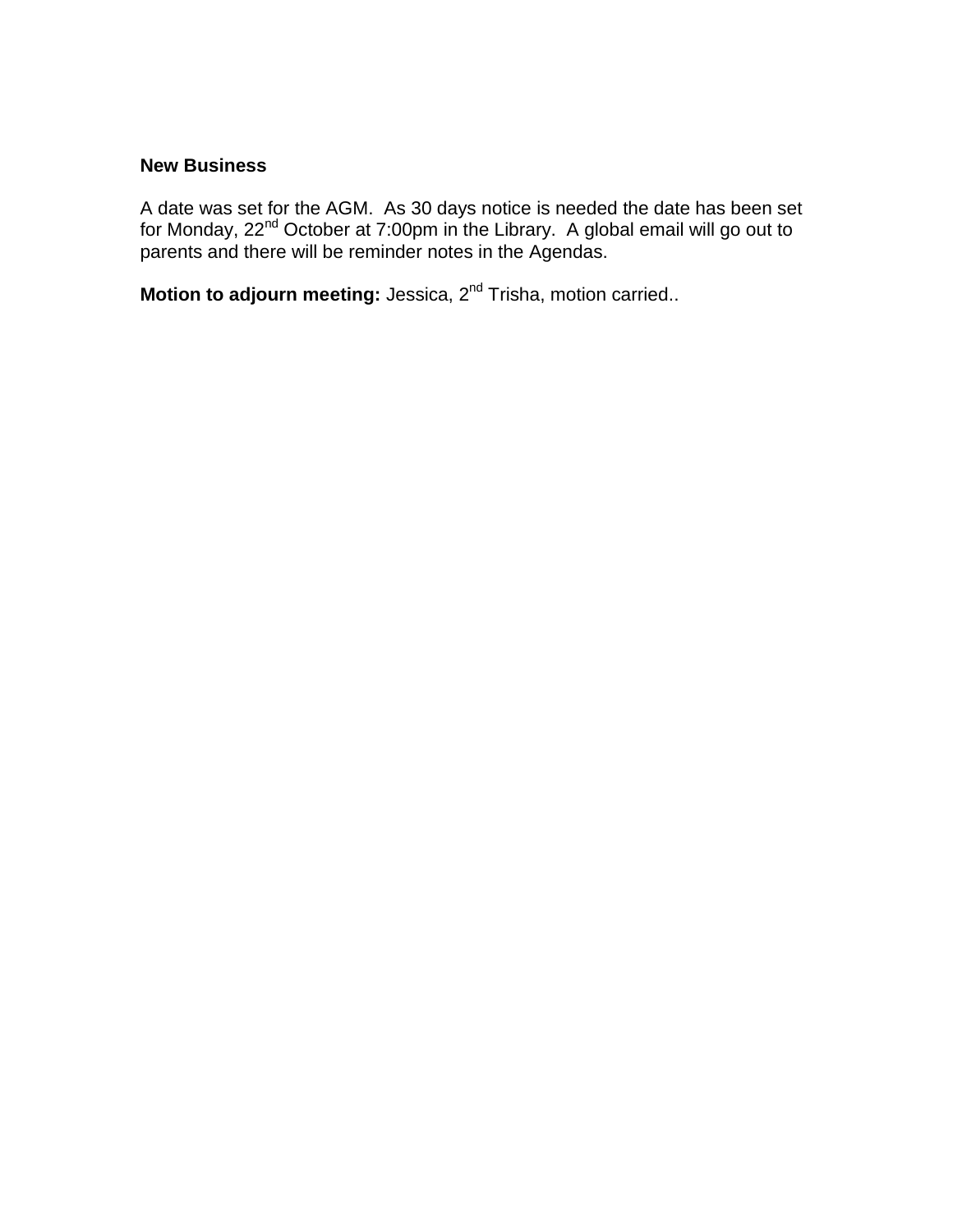**New Business**

A date was set for the AGM. As 30 days notice is needed the date has been set for Monday, 22nd October at 7:00pm in the Library. A global email will go out to parents and there will be reminder notes in the Agendas.

**Motion to adjourn meeting:** Jessica, 2nd Trisha, motion carried..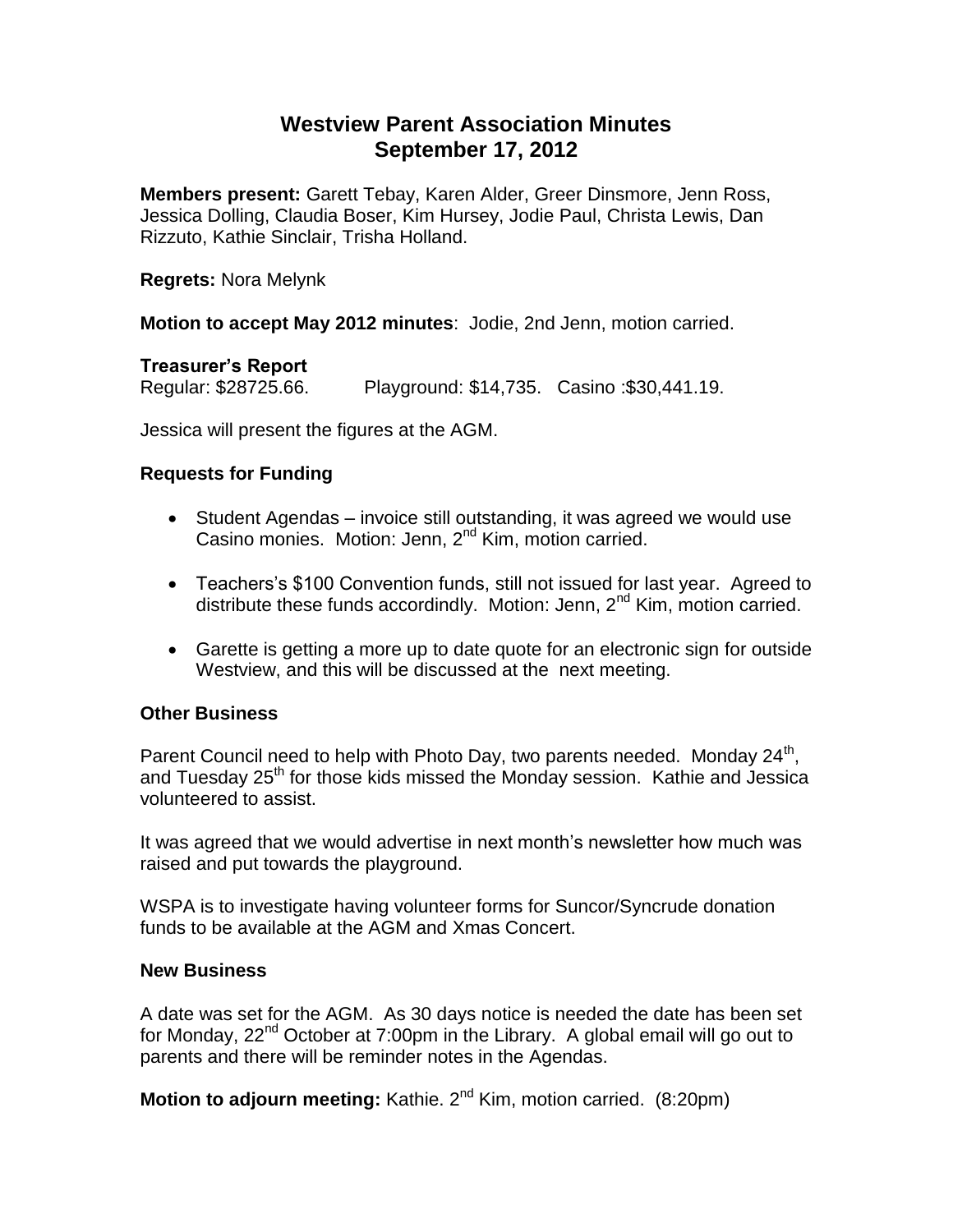# Westview Parent Association Minutes
# September 17, 2012

**Members present:** Garett Tebay, Karen Alder, Greer Dinsmore, Jenn Ross, Jessica Dolling, Claudia Boser, Kim Hursey, Jodie Paul, Christa Lewis, Dan Rizzuto, Kathie Sinclair, Trisha Holland.

**Regrets:** Nora Melynk

**Motion to accept May 2012 minutes**: Jodie, 2nd Jenn, motion carried.

**Treasurer's Report**
Regular: $28725.66. Playground: $14,735. Casino :$30,441.19.

Jessica will present the figures at the AGM.

### Requests for Funding

- Student Agendas – invoice still outstanding, it was agreed we would use Casino monies. Motion: Jenn, 2nd Kim, motion carried.
- Teachers's $100 Convention funds, still not issued for last year. Agreed to distribute these funds accordindly. Motion: Jenn, 2nd Kim, motion carried.
- Garette is getting a more up to date quote for an electronic sign for outside Westview, and this will be discussed at the next meeting.

### Other Business

Parent Council need to help with Photo Day, two parents needed. Monday 24th, and Tuesday 25th for those kids missed the Monday session. Kathie and Jessica volunteered to assist.

It was agreed that we would advertise in next month's newsletter how much was raised and put towards the playground.

WSPA is to investigate having volunteer forms for Suncor/Syncrude donation funds to be available at the AGM and Xmas Concert.

### New Business

A date was set for the AGM. As 30 days notice is needed the date has been set for Monday, 22nd October at 7:00pm in the Library. A global email will go out to parents and there will be reminder notes in the Agendas.

**Motion to adjourn meeting:** Kathie. 2nd Kim, motion carried. (8:20pm)